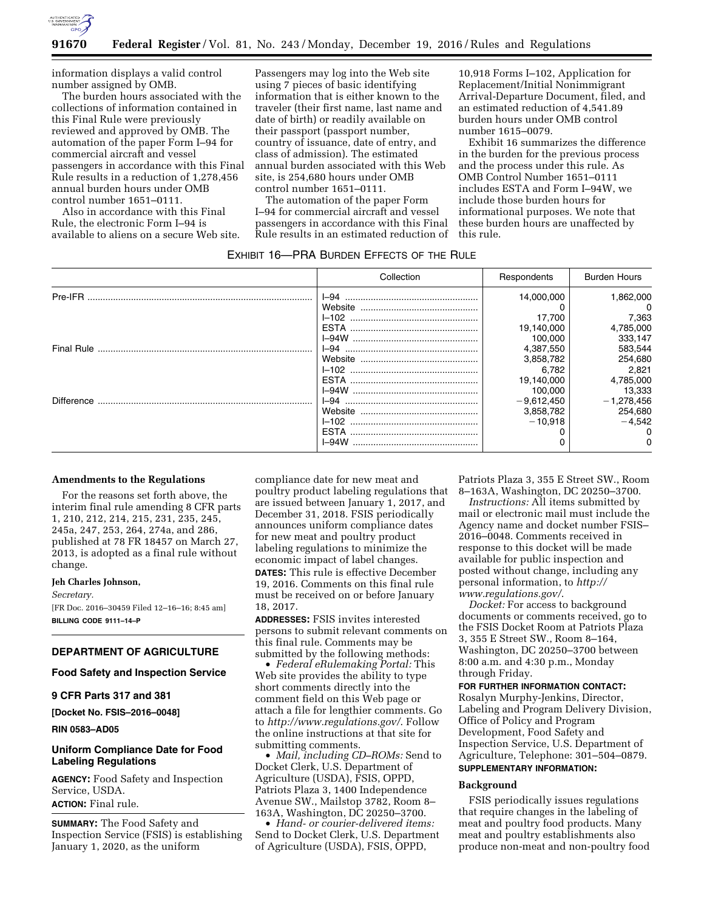information displays a valid control number assigned by OMB.

The burden hours associated with the collections of information contained in this Final Rule were previously reviewed and approved by OMB. The automation of the paper Form I–94 for commercial aircraft and vessel passengers in accordance with this Final Rule results in a reduction of 1,278,456 annual burden hours under OMB control number 1651–0111.

Also in accordance with this Final Rule, the electronic Form I–94 is available to aliens on a secure Web site. Passengers may log into the Web site using 7 pieces of basic identifying information that is either known to the traveler (their first name, last name and date of birth) or readily available on their passport (passport number, country of issuance, date of entry, and class of admission). The estimated annual burden associated with this Web site, is 254,680 hours under OMB control number 1651–0111.

The automation of the paper Form I–94 for commercial aircraft and vessel passengers in accordance with this Final Rule results in an estimated reduction of 10,918 Forms I–102, Application for Replacement/Initial Nonimmigrant Arrival-Departure Document, filed, and an estimated reduction of 4,541.89 burden hours under OMB control number 1615–0079.

Exhibit 16 summarizes the difference in the burden for the previous process and the process under this rule. As OMB Control Number 1651–0111 includes ESTA and Form I–94W, we include those burden hours for informational purposes. We note that these burden hours are unaffected by this rule.

EXHIBIT 16—PRA BURDEN EFFECTS OF THE RULE

| | Collection | Respondents | Burden Hours |
|---|---|---|---|
| Pre-IFR | I–94 | 14,000,000 | 1,862,000 |
| | Website | 0 | 0 |
| | I–102 | 17,700 | 7,363 |
| | ESTA | 19,140,000 | 4,785,000 |
| | I–94W | 100,000 | 333,147 |
| Final Rule | I–94 | 4,387,550 | 583,544 |
| | Website | 3,858,782 | 254,680 |
| | I–102 | 6,782 | 2,821 |
| | ESTA | 19,140,000 | 4,785,000 |
| | I–94W | 100,000 | 13,333 |
| Difference | I–94 | −9,612,450 | −1,278,456 |
| | Website | 3,858,782 | 254,680 |
| | I–102 | −10,918 | −4,542 |
| | ESTA | 0 | 0 |
| | I–94W | 0 | 0 |

**Amendments to the Regulations**

For the reasons set forth above, the interim final rule amending 8 CFR parts 1, 210, 212, 214, 215, 231, 235, 245, 245a, 247, 253, 264, 274a, and 286, published at 78 FR 18457 on March 27, 2013, is adopted as a final rule without change.

**Jeh Charles Johnson,**

*Secretary.*

[FR Doc. 2016–30459 Filed 12–16–16; 8:45 am]

**BILLING CODE 9111–14–P**

**DEPARTMENT OF AGRICULTURE**

**Food Safety and Inspection Service**

**9 CFR Parts 317 and 381**

**[Docket No. FSIS–2016–0048]**

**RIN 0583–AD05**

## Uniform Compliance Date for Food Labeling Regulations

**AGENCY:** Food Safety and Inspection Service, USDA.

**ACTION:** Final rule.

**SUMMARY:** The Food Safety and Inspection Service (FSIS) is establishing January 1, 2020, as the uniform compliance date for new meat and poultry product labeling regulations that are issued between January 1, 2017, and December 31, 2018. FSIS periodically announces uniform compliance dates for new meat and poultry product labeling regulations to minimize the economic impact of label changes.

**DATES:** This rule is effective December 19, 2016. Comments on this final rule must be received on or before January 18, 2017.

**ADDRESSES:** FSIS invites interested persons to submit relevant comments on this final rule. Comments may be submitted by the following methods:

- *Federal eRulemaking Portal:* This Web site provides the ability to type short comments directly into the comment field on this Web page or attach a file for lengthier comments. Go to *http://www.regulations.gov/.* Follow the online instructions at that site for submitting comments.
- *Mail, including CD–ROMs:* Send to Docket Clerk, U.S. Department of Agriculture (USDA), FSIS, OPPD, Patriots Plaza 3, 1400 Independence Avenue SW., Mailstop 3782, Room 8–163A, Washington, DC 20250–3700.
- *Hand- or courier-delivered items:* Send to Docket Clerk, U.S. Department of Agriculture (USDA), FSIS, OPPD, Patriots Plaza 3, 355 E Street SW., Room 8–163A, Washington, DC 20250–3700.

*Instructions:* All items submitted by mail or electronic mail must include the Agency name and docket number FSIS–2016–0048. Comments received in response to this docket will be made available for public inspection and posted without change, including any personal information, to *http://www.regulations.gov/.*

*Docket:* For access to background documents or comments received, go to the FSIS Docket Room at Patriots Plaza 3, 355 E Street SW., Room 8–164, Washington, DC 20250–3700 between 8:00 a.m. and 4:30 p.m., Monday through Friday.

**FOR FURTHER INFORMATION CONTACT:** Rosalyn Murphy-Jenkins, Director, Labeling and Program Delivery Division, Office of Policy and Program Development, Food Safety and Inspection Service, U.S. Department of Agriculture, Telephone: 301–504–0879.

**SUPPLEMENTARY INFORMATION:**

**Background**

FSIS periodically issues regulations that require changes in the labeling of meat and poultry food products. Many meat and poultry establishments also produce non-meat and non-poultry food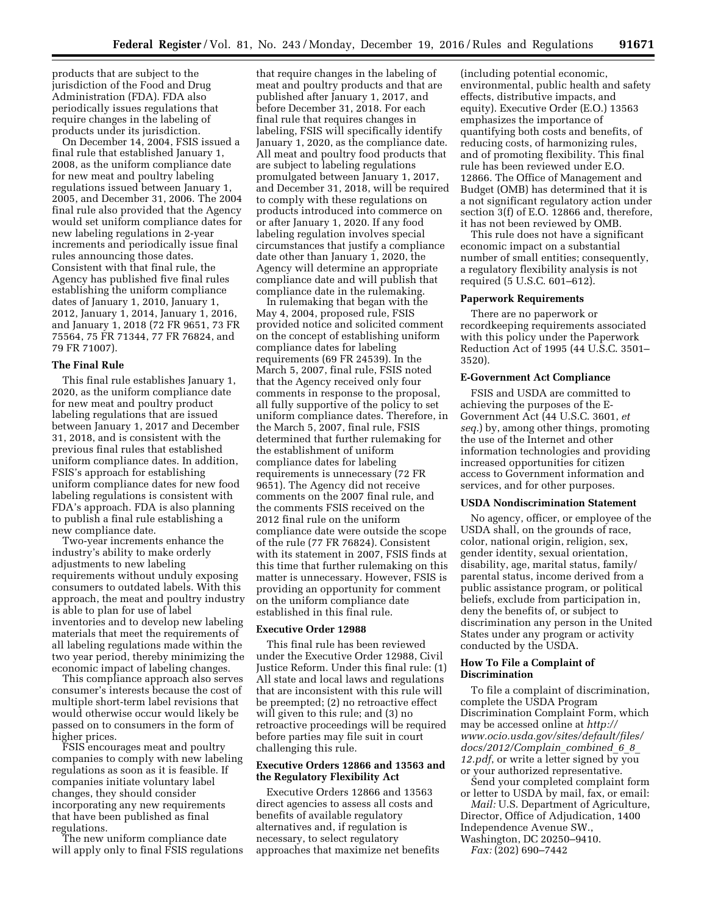products that are subject to the jurisdiction of the Food and Drug Administration (FDA). FDA also periodically issues regulations that require changes in the labeling of products under its jurisdiction.

On December 14, 2004, FSIS issued a final rule that established January 1, 2008, as the uniform compliance date for new meat and poultry labeling regulations issued between January 1, 2005, and December 31, 2006. The 2004 final rule also provided that the Agency would set uniform compliance dates for new labeling regulations in 2-year increments and periodically issue final rules announcing those dates. Consistent with that final rule, the Agency has published five final rules establishing the uniform compliance dates of January 1, 2010, January 1, 2012, January 1, 2014, January 1, 2016, and January 1, 2018 (72 FR 9651, 73 FR 75564, 75 FR 71344, 77 FR 76824, and 79 FR 71007).

### The Final Rule

This final rule establishes January 1, 2020, as the uniform compliance date for new meat and poultry product labeling regulations that are issued between January 1, 2017 and December 31, 2018, and is consistent with the previous final rules that established uniform compliance dates. In addition, FSIS's approach for establishing uniform compliance dates for new food labeling regulations is consistent with FDA's approach. FDA is also planning to publish a final rule establishing a new compliance date.

Two-year increments enhance the industry's ability to make orderly adjustments to new labeling requirements without unduly exposing consumers to outdated labels. With this approach, the meat and poultry industry is able to plan for use of label inventories and to develop new labeling materials that meet the requirements of all labeling regulations made within the two year period, thereby minimizing the economic impact of labeling changes.

This compliance approach also serves consumer's interests because the cost of multiple short-term label revisions that would otherwise occur would likely be passed on to consumers in the form of higher prices.

FSIS encourages meat and poultry companies to comply with new labeling regulations as soon as it is feasible. If companies initiate voluntary label changes, they should consider incorporating any new requirements that have been published as final regulations.

The new uniform compliance date will apply only to final FSIS regulations that require changes in the labeling of meat and poultry products and that are published after January 1, 2017, and before December 31, 2018. For each final rule that requires changes in labeling, FSIS will specifically identify January 1, 2020, as the compliance date. All meat and poultry food products that are subject to labeling regulations promulgated between January 1, 2017, and December 31, 2018, will be required to comply with these regulations on products introduced into commerce on or after January 1, 2020. If any food labeling regulation involves special circumstances that justify a compliance date other than January 1, 2020, the Agency will determine an appropriate compliance date and will publish that compliance date in the rulemaking.

In rulemaking that began with the May 4, 2004, proposed rule, FSIS provided notice and solicited comment on the concept of establishing uniform compliance dates for labeling requirements (69 FR 24539). In the March 5, 2007, final rule, FSIS noted that the Agency received only four comments in response to the proposal, all fully supportive of the policy to set uniform compliance dates. Therefore, in the March 5, 2007, final rule, FSIS determined that further rulemaking for the establishment of uniform compliance dates for labeling requirements is unnecessary (72 FR 9651). The Agency did not receive comments on the 2007 final rule, and the comments FSIS received on the 2012 final rule on the uniform compliance date were outside the scope of the rule (77 FR 76824). Consistent with its statement in 2007, FSIS finds at this time that further rulemaking on this matter is unnecessary. However, FSIS is providing an opportunity for comment on the uniform compliance date established in this final rule.

### Executive Order 12988

This final rule has been reviewed under the Executive Order 12988, Civil Justice Reform. Under this final rule: (1) All state and local laws and regulations that are inconsistent with this rule will be preempted; (2) no retroactive effect will given to this rule; and (3) no retroactive proceedings will be required before parties may file suit in court challenging this rule.

### Executive Orders 12866 and 13563 and the Regulatory Flexibility Act

Executive Orders 12866 and 13563 direct agencies to assess all costs and benefits of available regulatory alternatives and, if regulation is necessary, to select regulatory approaches that maximize net benefits (including potential economic, environmental, public health and safety effects, distributive impacts, and equity). Executive Order (E.O.) 13563 emphasizes the importance of quantifying both costs and benefits, of reducing costs, of harmonizing rules, and of promoting flexibility. This final rule has been reviewed under E.O. 12866. The Office of Management and Budget (OMB) has determined that it is a not significant regulatory action under section 3(f) of E.O. 12866 and, therefore, it has not been reviewed by OMB.

This rule does not have a significant economic impact on a substantial number of small entities; consequently, a regulatory flexibility analysis is not required (5 U.S.C. 601–612).

### Paperwork Requirements

There are no paperwork or recordkeeping requirements associated with this policy under the Paperwork Reduction Act of 1995 (44 U.S.C. 3501–3520).

### E-Government Act Compliance

FSIS and USDA are committed to achieving the purposes of the E-Government Act (44 U.S.C. 3601, *et seq.*) by, among other things, promoting the use of the Internet and other information technologies and providing increased opportunities for citizen access to Government information and services, and for other purposes.

### USDA Nondiscrimination Statement

No agency, officer, or employee of the USDA shall, on the grounds of race, color, national origin, religion, sex, gender identity, sexual orientation, disability, age, marital status, family/parental status, income derived from a public assistance program, or political beliefs, exclude from participation in, deny the benefits of, or subject to discrimination any person in the United States under any program or activity conducted by the USDA.

### How To File a Complaint of Discrimination

To file a complaint of discrimination, complete the USDA Program Discrimination Complaint Form, which may be accessed online at *http://www.ocio.usda.gov/sites/default/files/docs/2012/Complain_combined_6_8_12.pdf*, or write a letter signed by you or your authorized representative.

Send your completed complaint form or letter to USDA by mail, fax, or email:

*Mail:* U.S. Department of Agriculture, Director, Office of Adjudication, 1400 Independence Avenue SW., Washington, DC 20250–9410.

*Fax:* (202) 690–7442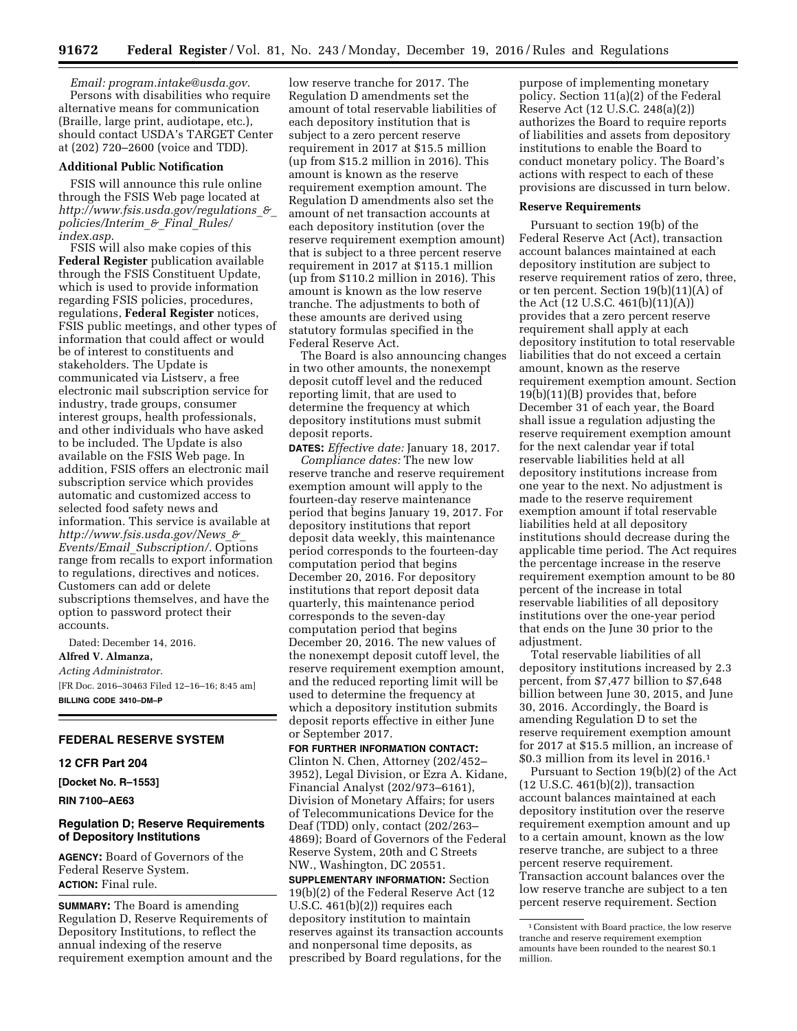*Email: program.intake@usda.gov.*

Persons with disabilities who require alternative means for communication (Braille, large print, audiotape, etc.), should contact USDA's TARGET Center at (202) 720–2600 (voice and TDD).

### Additional Public Notification

FSIS will announce this rule online through the FSIS Web page located at *http://www.fsis.usda.gov/regulations_&_policies/Interim_&_Final_Rules/index.asp.*

FSIS will also make copies of this **Federal Register** publication available through the FSIS Constituent Update, which is used to provide information regarding FSIS policies, procedures, regulations, **Federal Register** notices, FSIS public meetings, and other types of information that could affect or would be of interest to constituents and stakeholders. The Update is communicated via Listserv, a free electronic mail subscription service for industry, trade groups, consumer interest groups, health professionals, and other individuals who have asked to be included. The Update is also available on the FSIS Web page. In addition, FSIS offers an electronic mail subscription service which provides automatic and customized access to selected food safety news and information. This service is available at *http://www.fsis.usda.gov/News_&_Events/Email_Subscription/.* Options range from recalls to export information to regulations, directives and notices. Customers can add or delete subscriptions themselves, and have the option to password protect their accounts.

Dated: December 14, 2016.

**Alfred V. Almanza,**

*Acting Administrator.*

[FR Doc. 2016–30463 Filed 12–16–16; 8:45 am]

**BILLING CODE 3410–DM–P**

## FEDERAL RESERVE SYSTEM

### 12 CFR Part 204

**[Docket No. R–1553]**

**RIN 7100–AE63**

### Regulation D; Reserve Requirements of Depository Institutions

**AGENCY:** Board of Governors of the Federal Reserve System.

**ACTION:** Final rule.

**SUMMARY:** The Board is amending Regulation D, Reserve Requirements of Depository Institutions, to reflect the annual indexing of the reserve requirement exemption amount and the low reserve tranche for 2017. The Regulation D amendments set the amount of total reservable liabilities of each depository institution that is subject to a zero percent reserve requirement in 2017 at $15.5 million (up from $15.2 million in 2016). This amount is known as the reserve requirement exemption amount. The Regulation D amendments also set the amount of net transaction accounts at each depository institution (over the reserve requirement exemption amount) that is subject to a three percent reserve requirement in 2017 at $115.1 million (up from $110.2 million in 2016). This amount is known as the low reserve tranche. The adjustments to both of these amounts are derived using statutory formulas specified in the Federal Reserve Act.

The Board is also announcing changes in two other amounts, the nonexempt deposit cutoff level and the reduced reporting limit, that are used to determine the frequency at which depository institutions must submit deposit reports.

**DATES:** *Effective date:* January 18, 2017.

*Compliance dates:* The new low reserve tranche and reserve requirement exemption amount will apply to the fourteen-day reserve maintenance period that begins January 19, 2017. For depository institutions that report deposit data weekly, this maintenance period corresponds to the fourteen-day computation period that begins December 20, 2016. For depository institutions that report deposit data quarterly, this maintenance period corresponds to the seven-day computation period that begins December 20, 2016. The new values of the nonexempt deposit cutoff level, the reserve requirement exemption amount, and the reduced reporting limit will be used to determine the frequency at which a depository institution submits deposit reports effective in either June or September 2017.

**FOR FURTHER INFORMATION CONTACT:** Clinton N. Chen, Attorney (202/452–3952), Legal Division, or Ezra A. Kidane, Financial Analyst (202/973–6161), Division of Monetary Affairs; for users of Telecommunications Device for the Deaf (TDD) only, contact (202/263–4869); Board of Governors of the Federal Reserve System, 20th and C Streets NW., Washington, DC 20551.

**SUPPLEMENTARY INFORMATION:** Section 19(b)(2) of the Federal Reserve Act (12 U.S.C. 461(b)(2)) requires each depository institution to maintain reserves against its transaction accounts and nonpersonal time deposits, as prescribed by Board regulations, for the purpose of implementing monetary policy. Section 11(a)(2) of the Federal Reserve Act (12 U.S.C. 248(a)(2)) authorizes the Board to require reports of liabilities and assets from depository institutions to enable the Board to conduct monetary policy. The Board's actions with respect to each of these provisions are discussed in turn below.

### Reserve Requirements

Pursuant to section 19(b) of the Federal Reserve Act (Act), transaction account balances maintained at each depository institution are subject to reserve requirement ratios of zero, three, or ten percent. Section 19(b)(11)(A) of the Act (12 U.S.C. 461(b)(11)(A)) provides that a zero percent reserve requirement shall apply at each depository institution to total reservable liabilities that do not exceed a certain amount, known as the reserve requirement exemption amount. Section 19(b)(11)(B) provides that, before December 31 of each year, the Board shall issue a regulation adjusting the reserve requirement exemption amount for the next calendar year if total reservable liabilities held at all depository institutions increase from one year to the next. No adjustment is made to the reserve requirement exemption amount if total reservable liabilities held at all depository institutions should decrease during the applicable time period. The Act requires the percentage increase in the reserve requirement exemption amount to be 80 percent of the increase in total reservable liabilities of all depository institutions over the one-year period that ends on the June 30 prior to the adjustment.

Total reservable liabilities of all depository institutions increased by 2.3 percent, from $7,477 billion to $7,648 billion between June 30, 2015, and June 30, 2016. Accordingly, the Board is amending Regulation D to set the reserve requirement exemption amount for 2017 at $15.5 million, an increase of $0.3 million from its level in 2016.[1]

Pursuant to Section 19(b)(2) of the Act (12 U.S.C. 461(b)(2)), transaction account balances maintained at each depository institution over the reserve requirement exemption amount and up to a certain amount, known as the low reserve tranche, are subject to a three percent reserve requirement. Transaction account balances over the low reserve tranche are subject to a ten percent reserve requirement. Section

[1] Consistent with Board practice, the low reserve tranche and reserve requirement exemption amounts have been rounded to the nearest $0.1 million.